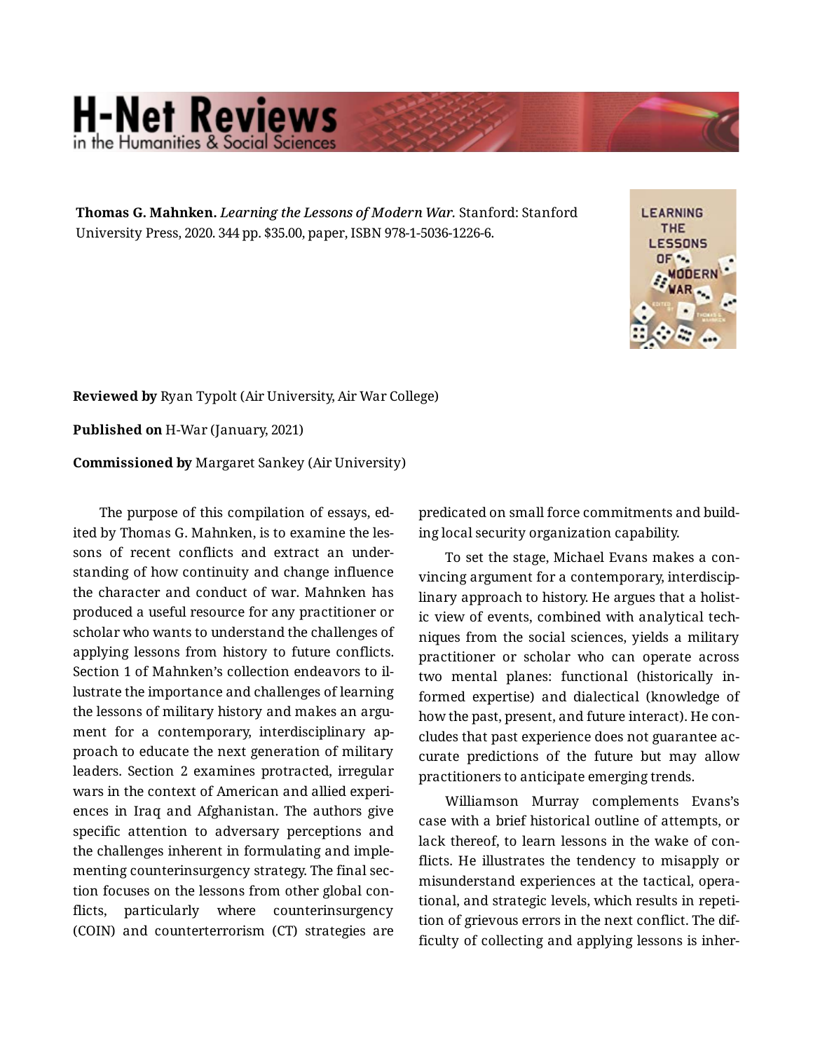**Thomas G. Mahnken.** *Learning the Lessons of Modern War.* Stanford: Stanford University Press, 2020. 344 pp. $35.00, paper, ISBN 978-1-5036-1226-6.

**Reviewed by** Ryan Typolt (Air University, Air War College)

**Published on** H-War (January, 2021)

**Commissioned by** Margaret Sankey (Air University)

The purpose of this compilation of essays, edited by Thomas G. Mahnken, is to examine the lessons of recent conflicts and extract an understanding of how continuity and change influence the character and conduct of war. Mahnken has produced a useful resource for any practitioner or scholar who wants to understand the challenges of applying lessons from history to future conflicts. Section 1 of Mahnken's collection endeavors to illustrate the importance and challenges of learning the lessons of military history and makes an argument for a contemporary, interdisciplinary approach to educate the next generation of military leaders. Section 2 examines protracted, irregular wars in the context of American and allied experiences in Iraq and Afghanistan. The authors give specific attention to adversary perceptions and the challenges inherent in formulating and implementing counterinsurgency strategy. The final section focuses on the lessons from other global conflicts, particularly where counterinsurgency (COIN) and counterterrorism (CT) strategies are predicated on small force commitments and building local security organization capability.

To set the stage, Michael Evans makes a convincing argument for a contemporary, interdisciplinary approach to history. He argues that a holistic view of events, combined with analytical techniques from the social sciences, yields a military practitioner or scholar who can operate across two mental planes: functional (historically informed expertise) and dialectical (knowledge of how the past, present, and future interact). He concludes that past experience does not guarantee accurate predictions of the future but may allow practitioners to anticipate emerging trends.

Williamson Murray complements Evans's case with a brief historical outline of attempts, or lack thereof, to learn lessons in the wake of conflicts. He illustrates the tendency to misapply or misunderstand experiences at the tactical, operational, and strategic levels, which results in repetition of grievous errors in the next conflict. The difficulty of collecting and applying lessons is inher-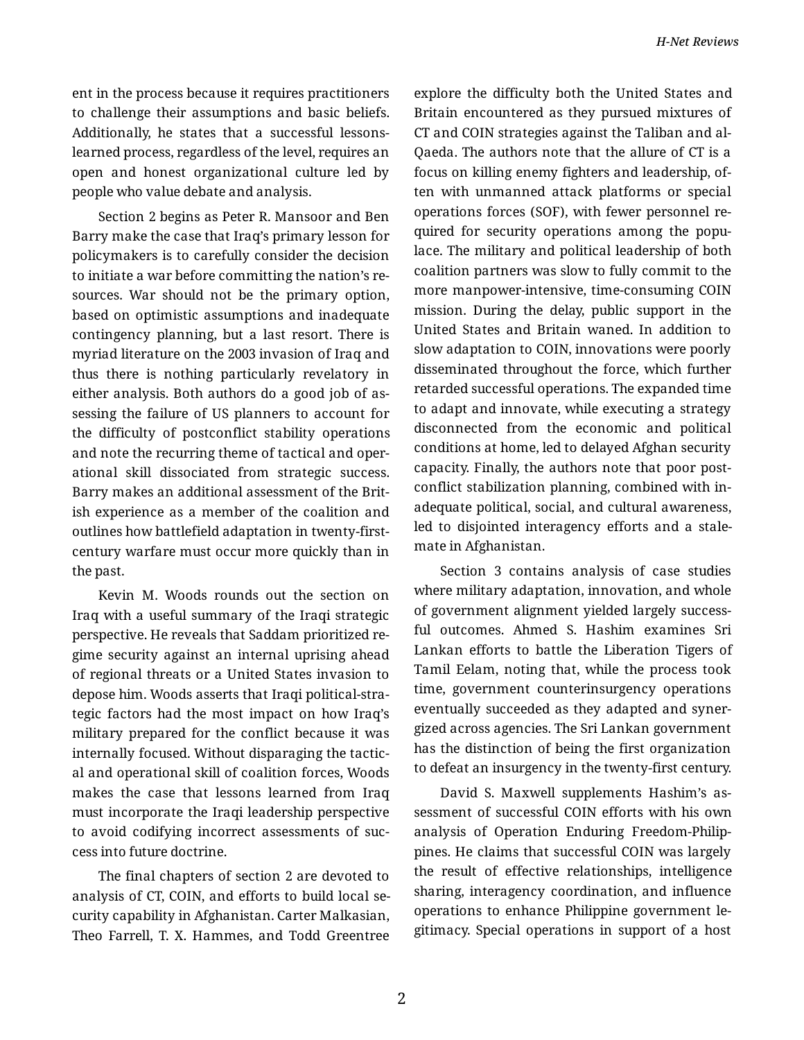ent in the process because it requires practitioners to challenge their assumptions and basic beliefs. Additionally, he states that a successful lessons-learned process, regardless of the level, requires an open and honest organizational culture led by people who value debate and analysis.

Section 2 begins as Peter R. Mansoor and Ben Barry make the case that Iraq's primary lesson for policymakers is to carefully consider the decision to initiate a war before committing the nation's resources. War should not be the primary option, based on optimistic assumptions and inadequate contingency planning, but a last resort. There is myriad literature on the 2003 invasion of Iraq and thus there is nothing particularly revelatory in either analysis. Both authors do a good job of assessing the failure of US planners to account for the difficulty of postconflict stability operations and note the recurring theme of tactical and operational skill dissociated from strategic success. Barry makes an additional assessment of the British experience as a member of the coalition and outlines how battlefield adaptation in twenty-first-century warfare must occur more quickly than in the past.

Kevin M. Woods rounds out the section on Iraq with a useful summary of the Iraqi strategic perspective. He reveals that Saddam prioritized regime security against an internal uprising ahead of regional threats or a United States invasion to depose him. Woods asserts that Iraqi political-strategic factors had the most impact on how Iraq's military prepared for the conflict because it was internally focused. Without disparaging the tactical and operational skill of coalition forces, Woods makes the case that lessons learned from Iraq must incorporate the Iraqi leadership perspective to avoid codifying incorrect assessments of success into future doctrine.

The final chapters of section 2 are devoted to analysis of CT, COIN, and efforts to build local security capability in Afghanistan. Carter Malkasian, Theo Farrell, T. X. Hammes, and Todd Greentree explore the difficulty both the United States and Britain encountered as they pursued mixtures of CT and COIN strategies against the Taliban and al-Qaeda. The authors note that the allure of CT is a focus on killing enemy fighters and leadership, often with unmanned attack platforms or special operations forces (SOF), with fewer personnel required for security operations among the populace. The military and political leadership of both coalition partners was slow to fully commit to the more manpower-intensive, time-consuming COIN mission. During the delay, public support in the United States and Britain waned. In addition to slow adaptation to COIN, innovations were poorly disseminated throughout the force, which further retarded successful operations. The expanded time to adapt and innovate, while executing a strategy disconnected from the economic and political conditions at home, led to delayed Afghan security capacity. Finally, the authors note that poor post-conflict stabilization planning, combined with inadequate political, social, and cultural awareness, led to disjointed interagency efforts and a stalemate in Afghanistan.

Section 3 contains analysis of case studies where military adaptation, innovation, and whole of government alignment yielded largely successful outcomes. Ahmed S. Hashim examines Sri Lankan efforts to battle the Liberation Tigers of Tamil Eelam, noting that, while the process took time, government counterinsurgency operations eventually succeeded as they adapted and synergized across agencies. The Sri Lankan government has the distinction of being the first organization to defeat an insurgency in the twenty-first century.

David S. Maxwell supplements Hashim's assessment of successful COIN efforts with his own analysis of Operation Enduring Freedom-Philippines. He claims that successful COIN was largely the result of effective relationships, intelligence sharing, interagency coordination, and influence operations to enhance Philippine government legitimacy. Special operations in support of a host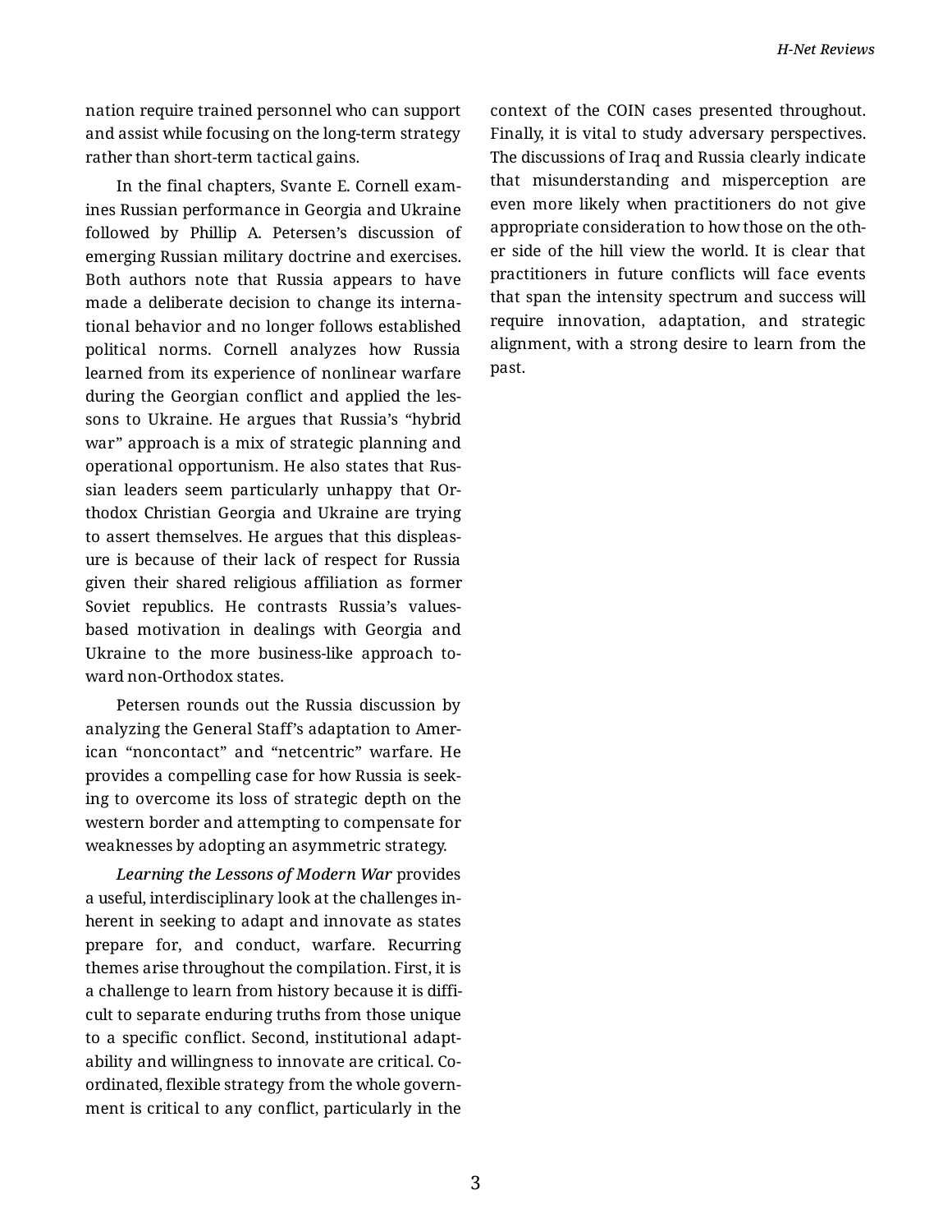nation require trained personnel who can support and assist while focusing on the long-term strategy rather than short-term tactical gains.

In the final chapters, Svante E. Cornell examines Russian performance in Georgia and Ukraine followed by Phillip A. Petersen's discussion of emerging Russian military doctrine and exercises. Both authors note that Russia appears to have made a deliberate decision to change its international behavior and no longer follows established political norms. Cornell analyzes how Russia learned from its experience of nonlinear warfare during the Georgian conflict and applied the lessons to Ukraine. He argues that Russia's "hybrid war" approach is a mix of strategic planning and operational opportunism. He also states that Russian leaders seem particularly unhappy that Orthodox Christian Georgia and Ukraine are trying to assert themselves. He argues that this displeasure is because of their lack of respect for Russia given their shared religious affiliation as former Soviet republics. He contrasts Russia's values-based motivation in dealings with Georgia and Ukraine to the more business-like approach toward non-Orthodox states.

Petersen rounds out the Russia discussion by analyzing the General Staff's adaptation to American "noncontact" and "netcentric" warfare. He provides a compelling case for how Russia is seeking to overcome its loss of strategic depth on the western border and attempting to compensate for weaknesses by adopting an asymmetric strategy.

*Learning the Lessons of Modern War* provides a useful, interdisciplinary look at the challenges inherent in seeking to adapt and innovate as states prepare for, and conduct, warfare. Recurring themes arise throughout the compilation. First, it is a challenge to learn from history because it is difficult to separate enduring truths from those unique to a specific conflict. Second, institutional adaptability and willingness to innovate are critical. Coordinated, flexible strategy from the whole government is critical to any conflict, particularly in the context of the COIN cases presented throughout. Finally, it is vital to study adversary perspectives. The discussions of Iraq and Russia clearly indicate that misunderstanding and misperception are even more likely when practitioners do not give appropriate consideration to how those on the other side of the hill view the world. It is clear that practitioners in future conflicts will face events that span the intensity spectrum and success will require innovation, adaptation, and strategic alignment, with a strong desire to learn from the past.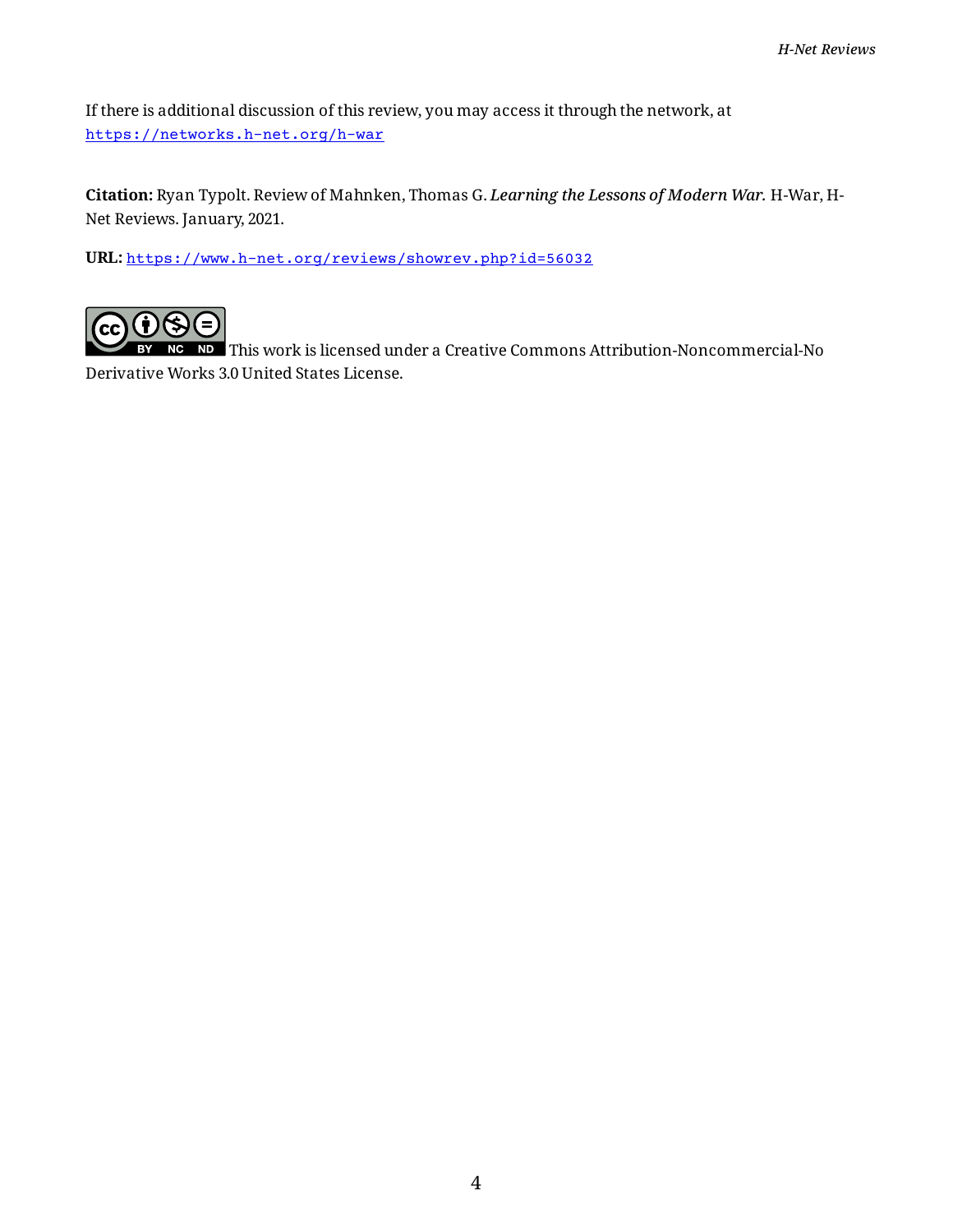If there is additional discussion of this review, you may access it through the network, at https://networks.h-net.org/h-war

**Citation:** Ryan Typolt. Review of Mahnken, Thomas G. ***Learning the Lessons of Modern War.*** H-War, H-Net Reviews. January, 2021.

**URL:** https://www.h-net.org/reviews/showrev.php?id=56032

This work is licensed under a Creative Commons Attribution-Noncommercial-No Derivative Works 3.0 United States License.